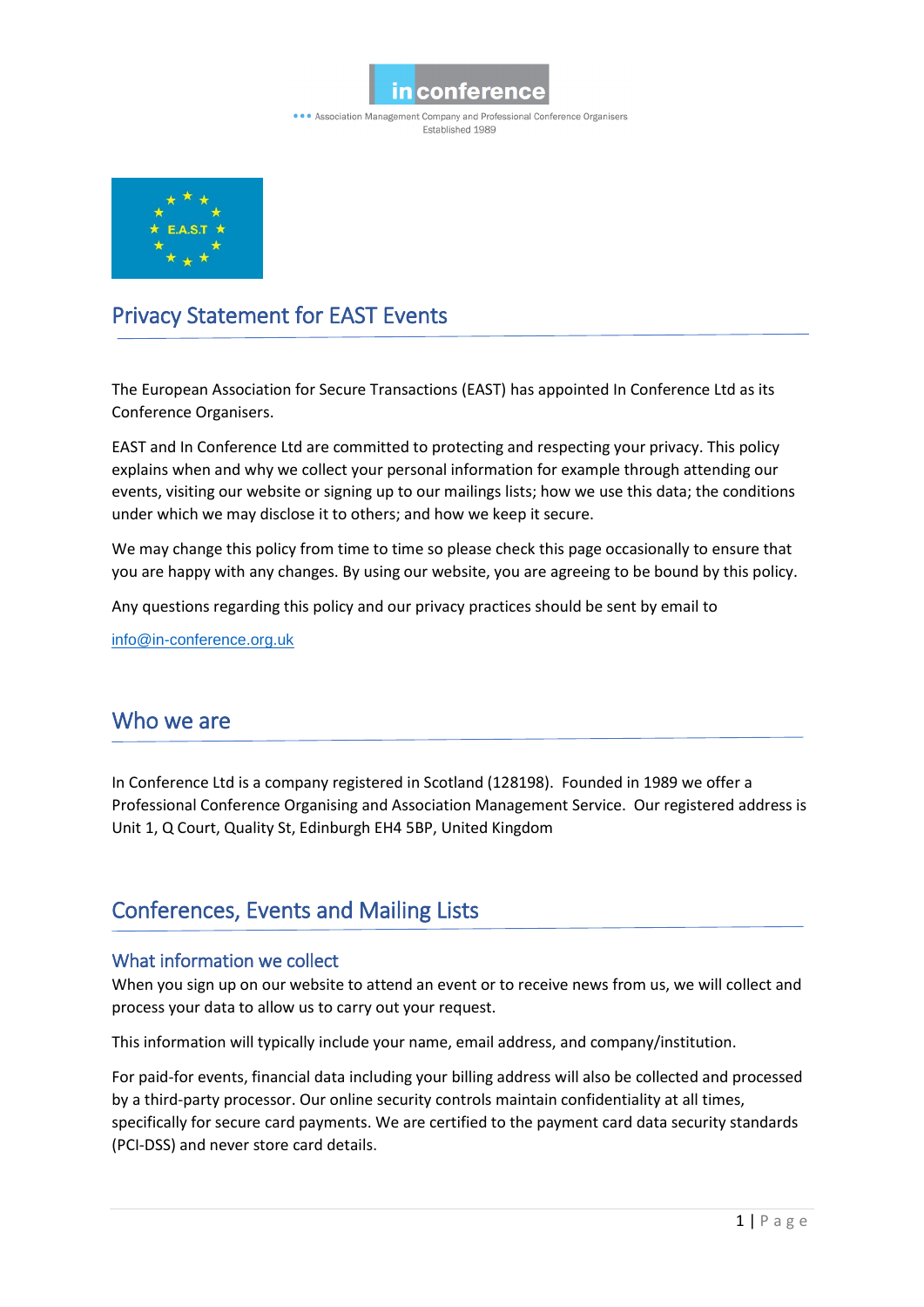in conference

Association Management Company and Professional Conference Organisers
Established 1989

# Privacy Statement for EAST Events

The European Association for Secure Transactions (EAST) has appointed In Conference Ltd as its Conference Organisers.

EAST and In Conference Ltd are committed to protecting and respecting your privacy. This policy explains when and why we collect your personal information for example through attending our events, visiting our website or signing up to our mailings lists; how we use this data; the conditions under which we may disclose it to others; and how we keep it secure.

We may change this policy from time to time so please check this page occasionally to ensure that you are happy with any changes. By using our website, you are agreeing to be bound by this policy.

Any questions regarding this policy and our privacy practices should be sent by email to

info@in-conference.org.uk

## Who we are

In Conference Ltd is a company registered in Scotland (128198). Founded in 1989 we offer a Professional Conference Organising and Association Management Service. Our registered address is Unit 1, Q Court, Quality St, Edinburgh EH4 5BP, United Kingdom

## Conferences, Events and Mailing Lists

### What information we collect

When you sign up on our website to attend an event or to receive news from us, we will collect and process your data to allow us to carry out your request.

This information will typically include your name, email address, and company/institution.

For paid-for events, financial data including your billing address will also be collected and processed by a third-party processor. Our online security controls maintain confidentiality at all times, specifically for secure card payments. We are certified to the payment card data security standards (PCI-DSS) and never store card details.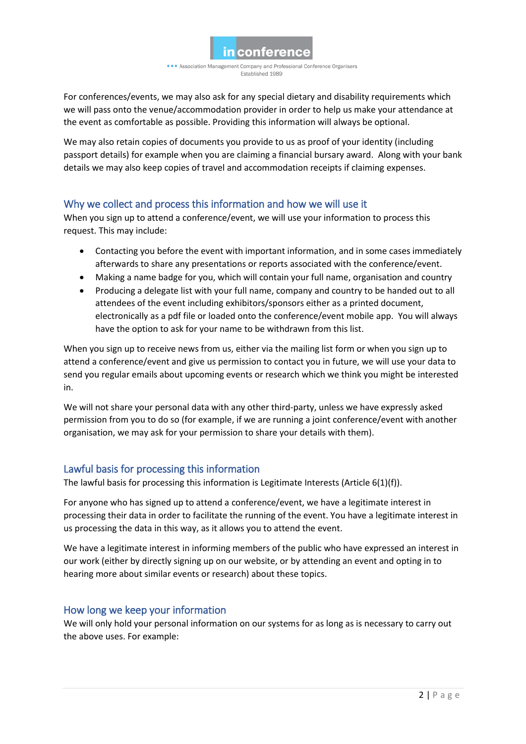For conferences/events, we may also ask for any special dietary and disability requirements which we will pass onto the venue/accommodation provider in order to help us make your attendance at the event as comfortable as possible. Providing this information will always be optional.

We may also retain copies of documents you provide to us as proof of your identity (including passport details) for example when you are claiming a financial bursary award. Along with your bank details we may also keep copies of travel and accommodation receipts if claiming expenses.

## Why we collect and process this information and how we will use it

When you sign up to attend a conference/event, we will use your information to process this request. This may include:

- Contacting you before the event with important information, and in some cases immediately afterwards to share any presentations or reports associated with the conference/event.
- Making a name badge for you, which will contain your full name, organisation and country
- Producing a delegate list with your full name, company and country to be handed out to all attendees of the event including exhibitors/sponsors either as a printed document, electronically as a pdf file or loaded onto the conference/event mobile app. You will always have the option to ask for your name to be withdrawn from this list.

When you sign up to receive news from us, either via the mailing list form or when you sign up to attend a conference/event and give us permission to contact you in future, we will use your data to send you regular emails about upcoming events or research which we think you might be interested in.

We will not share your personal data with any other third-party, unless we have expressly asked permission from you to do so (for example, if we are running a joint conference/event with another organisation, we may ask for your permission to share your details with them).

## Lawful basis for processing this information

The lawful basis for processing this information is Legitimate Interests (Article 6(1)(f)).

For anyone who has signed up to attend a conference/event, we have a legitimate interest in processing their data in order to facilitate the running of the event. You have a legitimate interest in us processing the data in this way, as it allows you to attend the event.

We have a legitimate interest in informing members of the public who have expressed an interest in our work (either by directly signing up on our website, or by attending an event and opting in to hearing more about similar events or research) about these topics.

## How long we keep your information

We will only hold your personal information on our systems for as long as is necessary to carry out the above uses. For example: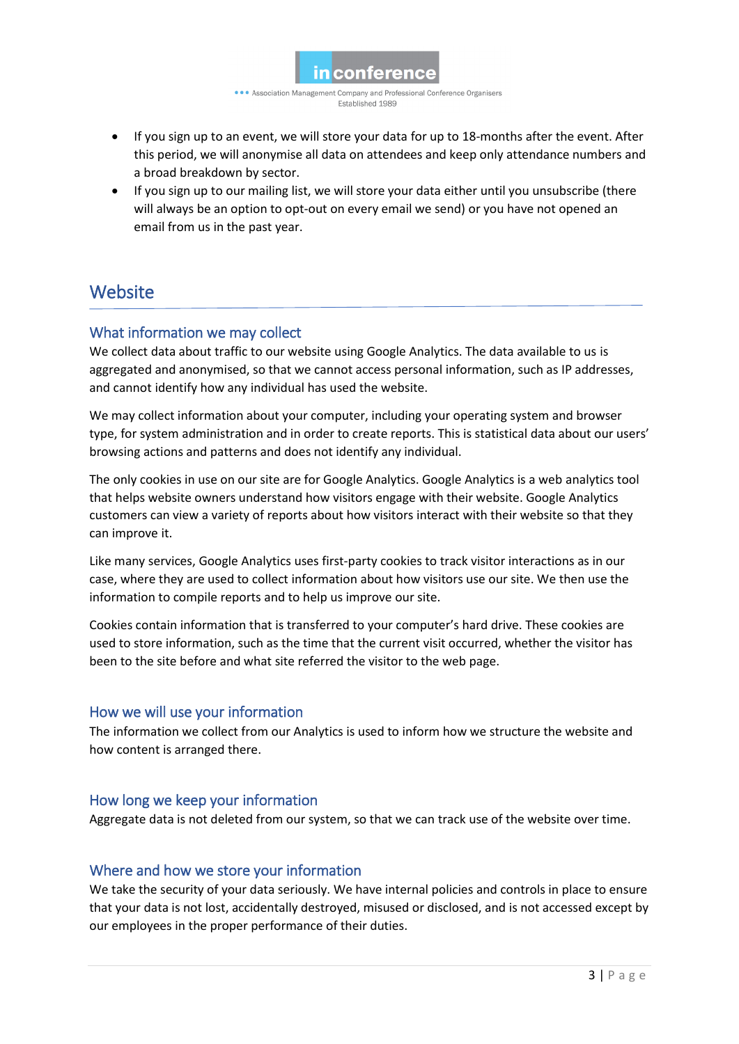- If you sign up to an event, we will store your data for up to 18-months after the event. After this period, we will anonymise all data on attendees and keep only attendance numbers and a broad breakdown by sector.
- If you sign up to our mailing list, we will store your data either until you unsubscribe (there will always be an option to opt-out on every email we send) or you have not opened an email from us in the past year.

# Website

## What information we may collect

We collect data about traffic to our website using Google Analytics. The data available to us is aggregated and anonymised, so that we cannot access personal information, such as IP addresses, and cannot identify how any individual has used the website.

We may collect information about your computer, including your operating system and browser type, for system administration and in order to create reports. This is statistical data about our users' browsing actions and patterns and does not identify any individual.

The only cookies in use on our site are for Google Analytics. Google Analytics is a web analytics tool that helps website owners understand how visitors engage with their website. Google Analytics customers can view a variety of reports about how visitors interact with their website so that they can improve it.

Like many services, Google Analytics uses first-party cookies to track visitor interactions as in our case, where they are used to collect information about how visitors use our site. We then use the information to compile reports and to help us improve our site.

Cookies contain information that is transferred to your computer's hard drive. These cookies are used to store information, such as the time that the current visit occurred, whether the visitor has been to the site before and what site referred the visitor to the web page.

## How we will use your information

The information we collect from our Analytics is used to inform how we structure the website and how content is arranged there.

## How long we keep your information

Aggregate data is not deleted from our system, so that we can track use of the website over time.

## Where and how we store your information

We take the security of your data seriously. We have internal policies and controls in place to ensure that your data is not lost, accidentally destroyed, misused or disclosed, and is not accessed except by our employees in the proper performance of their duties.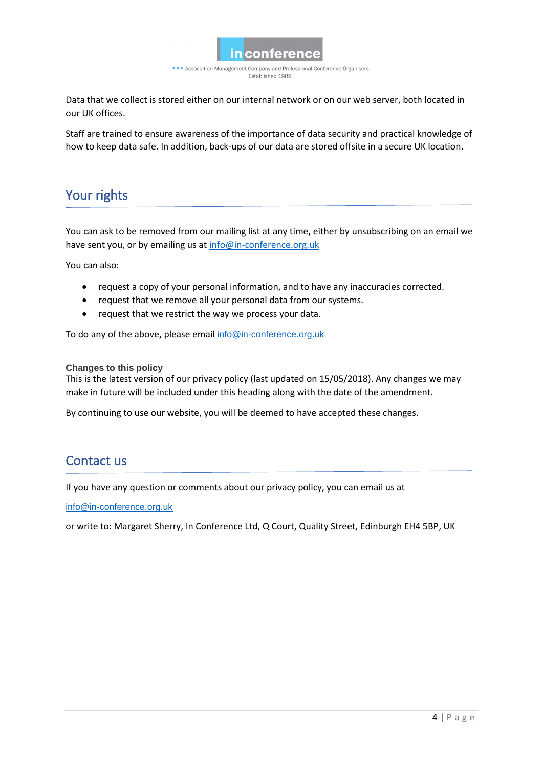Data that we collect is stored either on our internal network or on our web server, both located in our UK offices.

Staff are trained to ensure awareness of the importance of data security and practical knowledge of how to keep data safe. In addition, back-ups of our data are stored offsite in a secure UK location.

## Your rights

You can ask to be removed from our mailing list at any time, either by unsubscribing on an email we have sent you, or by emailing us at info@in-conference.org.uk

You can also:

- request a copy of your personal information, and to have any inaccuracies corrected.
- request that we remove all your personal data from our systems.
- request that we restrict the way we process your data.

To do any of the above, please email info@in-conference.org.uk

**Changes to this policy**

This is the latest version of our privacy policy (last updated on 15/05/2018). Any changes we may make in future will be included under this heading along with the date of the amendment.

By continuing to use our website, you will be deemed to have accepted these changes.

## Contact us

If you have any question or comments about our privacy policy, you can email us at

info@in-conference.org.uk

or write to: Margaret Sherry, In Conference Ltd, Q Court, Quality Street, Edinburgh EH4 5BP, UK